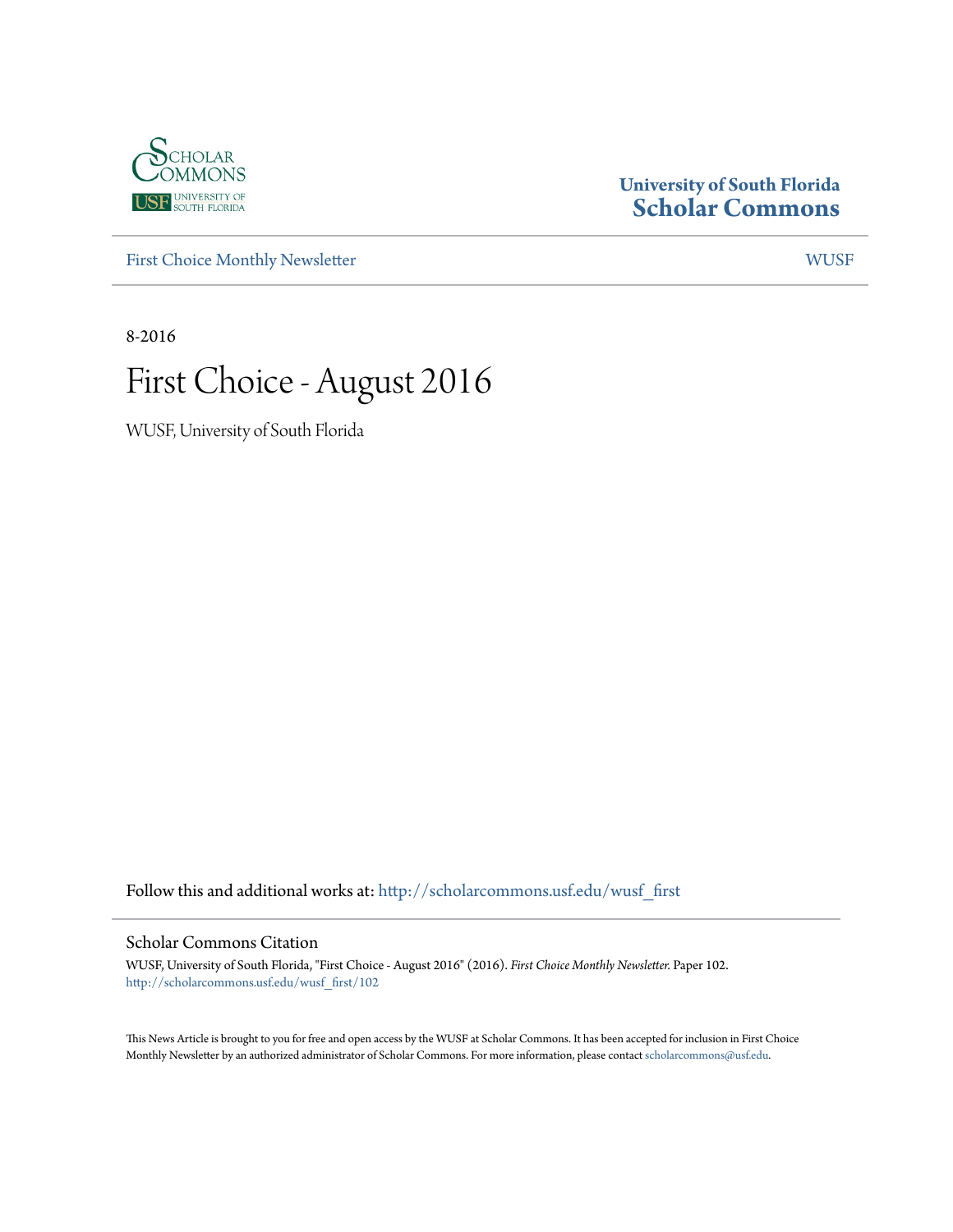University of South Florida
Scholar Commons

First Choice Monthly Newsletter | WUSF

8-2016

# First Choice - August 2016

WUSF, University of South Florida

Follow this and additional works at: http://scholarcommons.usf.edu/wusf_first

## Scholar Commons Citation

WUSF, University of South Florida, "First Choice - August 2016" (2016). *First Choice Monthly Newsletter.* Paper 102.
http://scholarcommons.usf.edu/wusf_first/102

This News Article is brought to you for free and open access by the WUSF at Scholar Commons. It has been accepted for inclusion in First Choice Monthly Newsletter by an authorized administrator of Scholar Commons. For more information, please contact scholarcommons@usf.edu.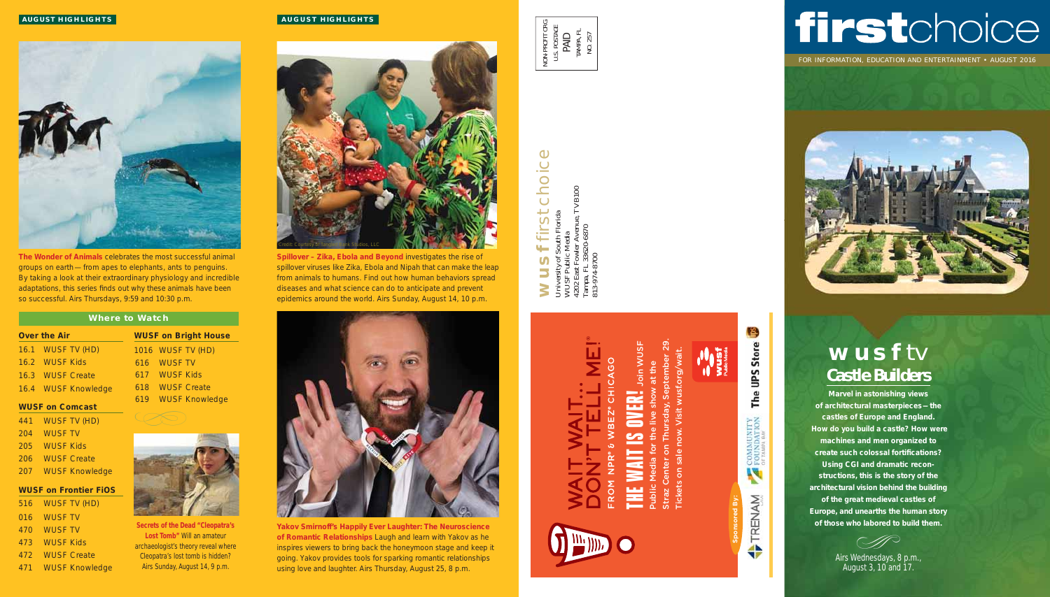**AUGUST HIGHLIGHTS**

**The Wonder of Animals** celebrates the most successful animal groups on earth — from apes to elephants, ants to penguins. By taking a look at their extraordinary physiology and incredible adaptations, this series finds out why these animals have been so successful. Airs Thursdays, 9:59 and 10:30 p.m.

## Where to Watch

### Over the Air

| | |
|---|---|
| 16.1 | WUSF TV (HD) |
| 16.2 | WUSF Kids |
| 16.3 | WUSF Create |
| 16.4 | WUSF Knowledge |

### WUSF on Comcast

| | |
|---|---|
| 441 | WUSF TV (HD) |
| 204 | WUSF TV |
| 205 | WUSF Kids |
| 206 | WUSF Create |
| 207 | WUSF Knowledge |

### WUSF on Frontier FiOS

| | |
|---|---|
| 516 | WUSF TV (HD) |
| 016 | WUSF TV |
| 470 | WUSF TV |
| 473 | WUSF Kids |
| 472 | WUSF Create |
| 471 | WUSF Knowledge |

### WUSF on Bright House

| | |
|---|---|
| 1016 | WUSF TV (HD) |
| 616 | WUSF TV |
| 617 | WUSF Kids |
| 618 | WUSF Create |
| 619 | WUSF Knowledge |

**Secrets of the Dead "Cleopatra's Lost Tomb"** Will an amateur archaeologist's theory reveal where Cleopatra's lost tomb is hidden? Airs Sunday, August 14, 9 p.m.

**AUGUST HIGHLIGHTS**

Credit: Courtesy of Tangled Bank Studios, LLC

**Spillover – Zika, Ebola and Beyond** investigates the rise of spillover viruses like Zika, Ebola and Nipah that can make the leap from animals to humans. Find out how human behaviors spread diseases and what science can do to anticipate and prevent epidemics around the world. Airs Sunday, August 14, 10 p.m.

**Yakov Smirnoff's Happily Ever Laughter: The Neuroscience of Romantic Relationships** Laugh and learn with Yakov as he inspires viewers to bring back the honeymoon stage and keep it going. Yakov provides tools for sparking romantic relationships using love and laughter. Airs Thursday, August 25, 8 p.m.

NON-PROFIT ORG
U.S. POSTAGE
PAID
TAMPA, FL
NO. 257

**wusf** firstchoice
University of South Florida
WUSF Public Media
4202 East Fowler Avenue, TVB100
Tampa, FL 33620-6870
813-974-8700

## WAIT WAIT... DON'T TELL ME!®

FROM NPR® & WBEZ® CHICAGO

**THE WAIT IS OVER!** Join WUSF Public Media for the live show at the Straz Center on Thursday, September 29. Tickets on sale now. Visit wusf.org/wait.

Sponsored By: TRENAM · Community Foundation of Tampa Bay · The UPS Store

# firstchoice

FOR INFORMATION, EDUCATION AND ENTERTAINMENT • AUGUST 2016

## wusf tv
## Castle Builders

**Marvel in astonishing views of architectural masterpieces – the castles of Europe and England. How do you build a castle? How were machines and men organized to create such colossal fortifications? Using CGI and dramatic reconstructions, this is the story of the architectural vision behind the building of the great medieval castles of Europe, and unearths the human story of those who labored to build them.**

Airs Wednesdays, 8 p.m., August 3, 10 and 17.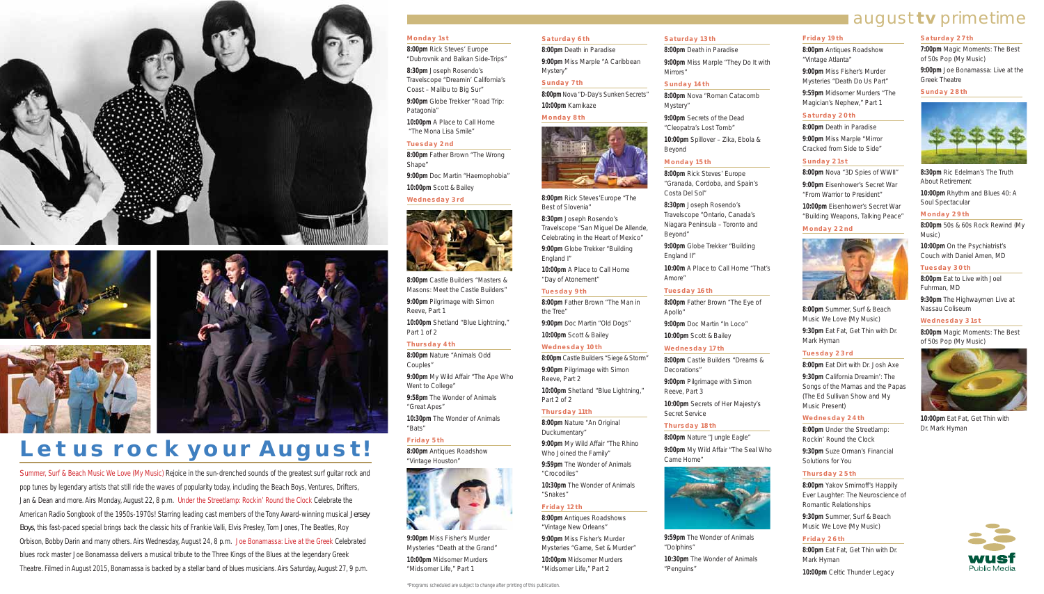# Let us rock your August!

Summer, Surf & Beach Music We Love (My Music) Rejoice in the sun-drenched sounds of the greatest surf guitar rock and pop tunes by legendary artists that still ride the waves of popularity today, including the Beach Boys, Ventures, Drifters, Jan & Dean and more. Airs Monday, August 22, 8 p.m. Under the Streetlamp: Rockin' Round the Clock Celebrate the American Radio Songbook of the 1950s-1970s! Starring leading cast members of the Tony Award-winning musical *Jersey Boys*, this fast-paced special brings back the classic hits of Frankie Valli, Elvis Presley, Tom Jones, The Beatles, Roy Orbison, Bobby Darin and many others. Airs Wednesday, August 24, 8 p.m. Joe Bonamassa: Live at the Greek Celebrated blues rock master Joe Bonamassa delivers a musical tribute to the Three Kings of the Blues at the legendary Greek Theatre. Filmed in August 2015, Bonamassa is backed by a stellar band of blues musicians. Airs Saturday, August 27, 9 p.m.

## august tv primetime

### Monday 1st
**8:00pm** Rick Steves' Europe "Dubrovnik and Balkan Side-Trips"
**8:30pm** Joseph Rosendo's Travelscope "Dreamin' California's Coast – Malibu to Big Sur"
**9:00pm** Globe Trekker "Road Trip: Patagonia"
**10:00pm** A Place to Call Home "The Mona Lisa Smile"

### Tuesday 2nd
**8:00pm** Father Brown "The Wrong Shape"
**9:00pm** Doc Martin "Haemophobia"
**10:00pm** Scott & Bailey

### Wednesday 3rd
**8:00pm** Castle Builders "Masters & Masons: Meet the Castle Builders"
**9:00pm** Pilgrimage with Simon Reeve, Part 1
**10:00pm** Shetland "Blue Lightning," Part 1 of 2

### Thursday 4th
**8:00pm** Nature "Animals Odd Couples"
**9:00pm** My Wild Affair "The Ape Who Went to College"
**9:58pm** The Wonder of Animals "Great Apes"
**10:30pm** The Wonder of Animals "Bats"

### Friday 5th
**8:00pm** Antiques Roadshow "Vintage Houston"
**9:00pm** Miss Fisher's Murder Mysteries "Death at the Grand"
**10:00pm** Midsomer Murders "Midsomer Life," Part 1

### Saturday 6th
**8:00pm** Death in Paradise
**9:00pm** Miss Marple "A Caribbean Mystery"

### Sunday 7th
**8:00pm** Nova "D-Day's Sunken Secrets"
**10:00pm** Kamikaze

### Monday 8th
**8:00pm** Rick Steves' Europe "The Best of Slovenia"
**8:30pm** Joseph Rosendo's Travelscope "San Miguel De Allende, Celebrating in the Heart of Mexico"
**9:00pm** Globe Trekker "Building England I"
**10:00pm** A Place to Call Home "Day of Atonement"

### Tuesday 9th
**8:00pm** Father Brown "The Man in the Tree"
**9:00pm** Doc Martin "Old Dogs"
**10:00pm** Scott & Bailey

### Wednesday 10th
**8:00pm** Castle Builders "Siege & Storm"
**9:00pm** Pilgrimage with Simon Reeve, Part 2
**10:00pm** Shetland "Blue Lightning," Part 2 of 2

### Thursday 11th
**8:00pm** Nature "An Original Duckumentary"
**9:00pm** My Wild Affair "The Rhino Who Joined the Family"
**9:59pm** The Wonder of Animals "Crocodiles"
**10:30pm** The Wonder of Animals "Snakes"

### Friday 12th
**8:00pm** Antiques Roadshows "Vintage New Orleans"
**9:00pm** Miss Fisher's Murder Mysteries "Game, Set & Murder"
**10:00pm** Midsomer Murders "Midsomer Life," Part 2

### Saturday 13th
**8:00pm** Death in Paradise
**9:00pm** Miss Marple "They Do It with Mirrors"

### Sunday 14th
**8:00pm** Nova "Roman Catacomb Mystery"
**9:00pm** Secrets of the Dead "Cleopatra's Lost Tomb"
**10:00pm** Spillover – Zika, Ebola & Beyond

### Monday 15th
**8:00pm** Rick Steves' Europe "Granada, Cordoba, and Spain's Costa Del Sol"
**8:30pm** Joseph Rosendo's Travelscope "Ontario, Canada's Niagara Peninsula – Toronto and Beyond"
**9:00pm** Globe Trekker "Building England II"
**10:00pm** A Place to Call Home "That's Amore"

### Tuesday 16th
**8:00pm** Father Brown "The Eye of Apollo"
**9:00pm** Doc Martin "In Loco"
**10:00pm** Scott & Bailey

### Wednesday 17th
**8:00pm** Castle Builders "Dreams & Decorations"
**9:00pm** Pilgrimage with Simon Reeve, Part 3
**10:00pm** Secrets of Her Majesty's Secret Service

### Thursday 18th
**8:00pm** Nature "Jungle Eagle"
**9:00pm** My Wild Affair "The Seal Who Came Home"
**9:59pm** The Wonder of Animals "Dolphins"
**10:30pm** The Wonder of Animals "Penguins"

### Friday 19th
**8:00pm** Antiques Roadshow "Vintage Atlanta"
**9:00pm** Miss Fisher's Murder Mysteries "Death Do Us Part"
**9:59pm** Midsomer Murders "The Magician's Nephew," Part 1

### Saturday 20th
**8:00pm** Death in Paradise
**9:00pm** Miss Marple "Mirror Cracked from Side to Side"

### Sunday 21st
**8:00pm** Nova "3D Spies of WWII"
**9:00pm** Eisenhower's Secret War "From Warrior to President"
**10:00pm** Eisenhower's Secret War "Building Weapons, Talking Peace"

### Monday 22nd
**8:00pm** Summer, Surf & Beach Music We Love (My Music)
**9:30pm** Eat Fat, Get Thin with Dr. Mark Hyman

### Tuesday 23rd
**8:00pm** Eat Dirt with Dr. Josh Axe
**9:30pm** California Dreamin': The Songs of the Mamas and the Papas (The Ed Sullivan Show and My Music Present)

### Wednesday 24th
**8:00pm** Under the Streetlamp: Rockin' Round the Clock
**9:30pm** Suze Orman's Financial Solutions for You

### Thursday 25th
**8:00pm** Yakov Smirnoff's Happily Ever Laughter: The Neuroscience of Romantic Relationships
**9:30pm** Summer, Surf & Beach Music We Love (My Music)

### Friday 26th
**8:00pm** Eat Fat, Get Thin with Dr. Mark Hyman
**10:00pm** Celtic Thunder Legacy

### Saturday 27th
**7:00pm** Magic Moments: The Best of 50s Pop (My Music)
**9:00pm** Joe Bonamassa: Live at the Greek Theatre

### Sunday 28th
**8:30pm** Ric Edelman's The Truth About Retirement
**10:00pm** Rhythm and Blues 40: A Soul Spectacular

### Monday 29th
**8:00pm** 50s & 60s Rock Rewind (My Music)
**10:00pm** On the Psychiatrist's Couch with Daniel Amen, MD

### Tuesday 30th
**8:00pm** Eat to Live with Joel Fuhrman, MD
**9:30pm** The Highwaymen Live at Nassau Coliseum

### Wednesday 31st
**8:00pm** Magic Moments: The Best of 50s Pop (My Music)
**10:00pm** Eat Fat, Get Thin with Dr. Mark Hyman

wusf Public Media

*Programs scheduled are subject to change after printing of this publication.